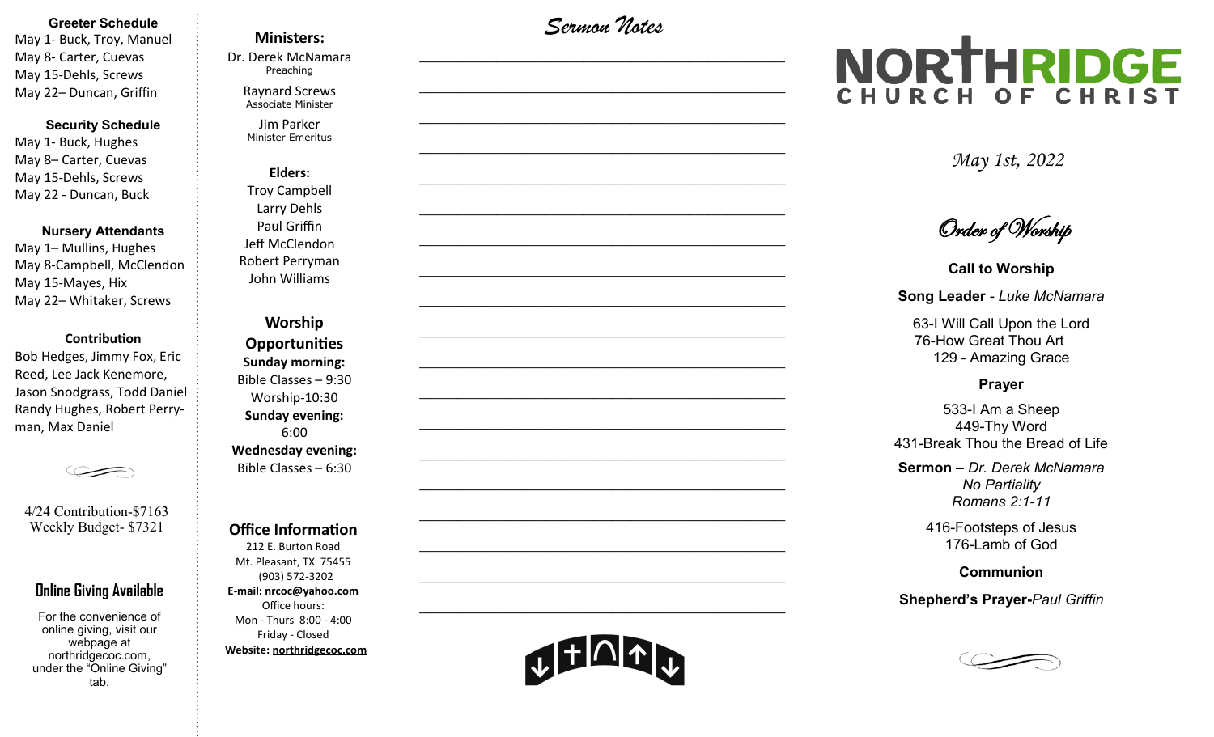### Greeter Schedule

May 1- Buck, Troy, Manuel
May 8- Carter, Cuevas
May 15-Dehls, Screws
May 22– Duncan, Griffin

### Security Schedule

May 1- Buck, Hughes
May 8– Carter, Cuevas
May 15-Dehls, Screws
May 22 - Duncan, Buck

### Nursery Attendants

May 1– Mullins, Hughes
May 8-Campbell, McClendon
May 15-Mayes, Hix
May 22– Whitaker, Screws

### Contribution

Bob Hedges, Jimmy Fox, Eric Reed, Lee Jack Kenemore, Jason Snodgrass, Todd Daniel Randy Hughes, Robert Perryman, Max Daniel

4/24 Contribution-$7163
Weekly Budget- $7321

### Online Giving Available

For the convenience of online giving, visit our webpage at northridgecoc.com, under the "Online Giving" tab.

### Ministers:

Dr. Derek McNamara
Preaching

Raynard Screws
Associate Minister

Jim Parker
Minister Emeritus

### Elders:

Troy Campbell
Larry Dehls
Paul Griffin
Jeff McClendon
Robert Perryman
John Williams

### Worship Opportunities

**Sunday morning:**
Bible Classes – 9:30
Worship-10:30
**Sunday evening:**
6:00
**Wednesday evening:**
Bible Classes – 6:30

### Office Information

212 E. Burton Road
Mt. Pleasant, TX 75455
(903) 572-3202
**E-mail: nrcoc@yahoo.com**
Office hours:
Mon - Thurs 8:00 - 4:00
Friday - Closed
**Website: northridgecoc.com**

## *Sermon Notes*

# NORTHRIDGE CHURCH OF CHRIST

*May 1st, 2022*

## *Order of Worship*

**Call to Worship**

**Song Leader** - *Luke McNamara*

63-I Will Call Upon the Lord
76-How Great Thou Art
129 - Amazing Grace

**Prayer**

533-I Am a Sheep
449-Thy Word
431-Break Thou the Bread of Life

**Sermon** – *Dr. Derek McNamara*
*No Partiality*
*Romans 2:1-11*

416-Footsteps of Jesus
176-Lamb of God

**Communion**

**Shepherd's Prayer-***Paul Griffin*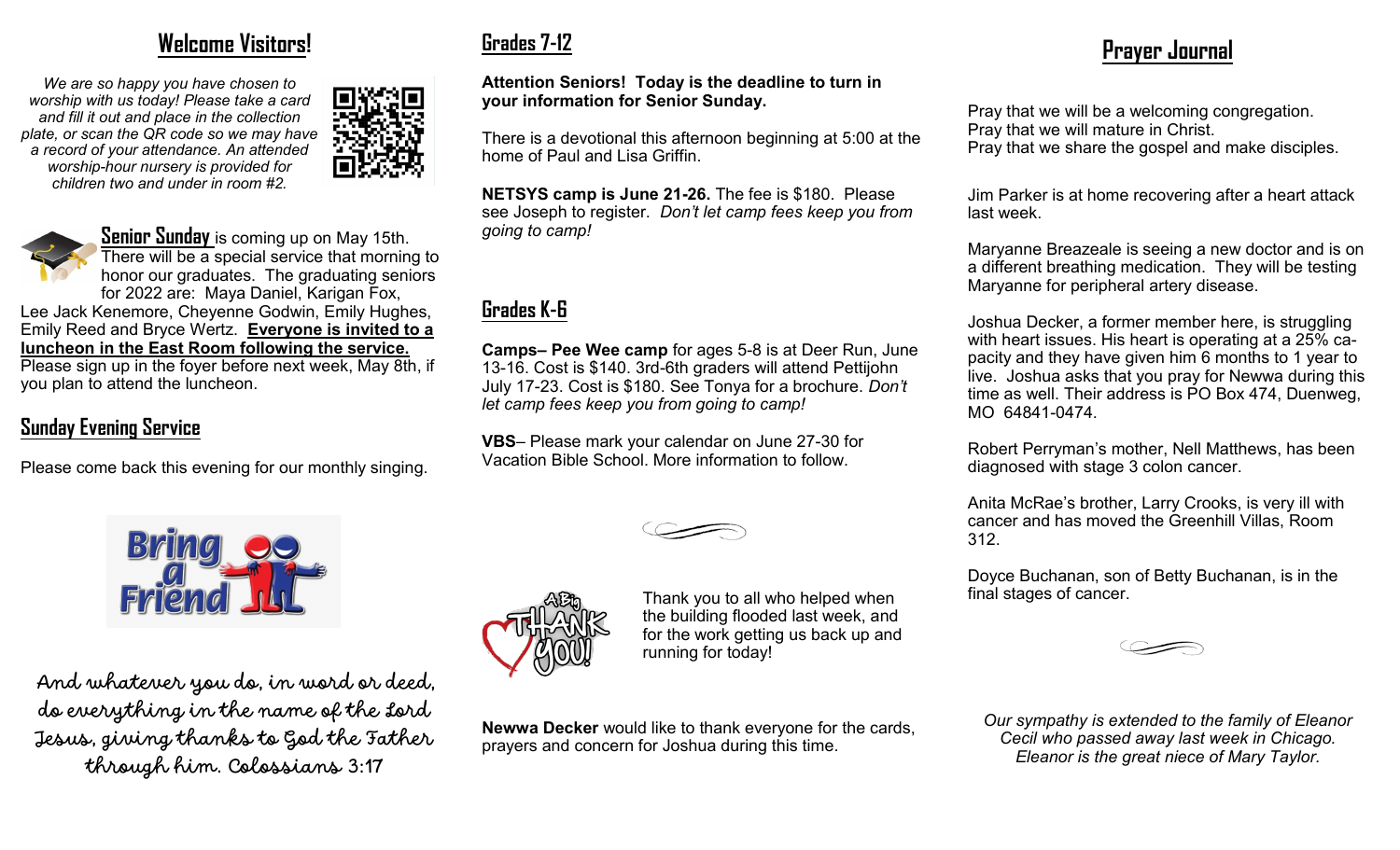## Welcome Visitors!

*We are so happy you have chosen to worship with us today! Please take a card and fill it out and place in the collection plate, or scan the QR code so we may have a record of your attendance. An attended worship-hour nursery is provided for children two and under in room #2.*

**Senior Sunday** is coming up on May 15th. There will be a special service that morning to honor our graduates. The graduating seniors for 2022 are: Maya Daniel, Karigan Fox, Lee Jack Kenemore, Cheyenne Godwin, Emily Hughes, Emily Reed and Bryce Wertz. **Everyone is invited to a luncheon in the East Room following the service.** Please sign up in the foyer before next week, May 8th, if you plan to attend the luncheon.

## Sunday Evening Service

Please come back this evening for our monthly singing.

Bring a Friend

And whatever you do, in word or deed, do everything in the name of the Lord Jesus, giving thanks to God the Father through him. Colossians 3:17

## Grades 7-12

**Attention Seniors! Today is the deadline to turn in your information for Senior Sunday.**

There is a devotional this afternoon beginning at 5:00 at the home of Paul and Lisa Griffin.

**NETSYS camp is June 21-26.** The fee is $180. Please see Joseph to register. *Don't let camp fees keep you from going to camp!*

## Grades K-6

**Camps– Pee Wee camp** for ages 5-8 is at Deer Run, June 13-16. Cost is $140. 3rd-6th graders will attend Pettijohn July 17-23. Cost is $180. See Tonya for a brochure. *Don't let camp fees keep you from going to camp!*

**VBS**– Please mark your calendar on June 27-30 for Vacation Bible School. More information to follow.

A Big THANK YOU!

Thank you to all who helped when the building flooded last week, and for the work getting us back up and running for today!

**Newwa Decker** would like to thank everyone for the cards, prayers and concern for Joshua during this time.

## Prayer Journal

Pray that we will be a welcoming congregation.
Pray that we will mature in Christ.
Pray that we share the gospel and make disciples.

Jim Parker is at home recovering after a heart attack last week.

Maryanne Breazeale is seeing a new doctor and is on a different breathing medication. They will be testing Maryanne for peripheral artery disease.

Joshua Decker, a former member here, is struggling with heart issues. His heart is operating at a 25% capacity and they have given him 6 months to 1 year to live. Joshua asks that you pray for Newwa during this time as well. Their address is PO Box 474, Duenweg, MO 64841-0474.

Robert Perryman's mother, Nell Matthews, has been diagnosed with stage 3 colon cancer.

Anita McRae's brother, Larry Crooks, is very ill with cancer and has moved the Greenhill Villas, Room 312.

Doyce Buchanan, son of Betty Buchanan, is in the final stages of cancer.

*Our sympathy is extended to the family of Eleanor Cecil who passed away last week in Chicago. Eleanor is the great niece of Mary Taylor.*